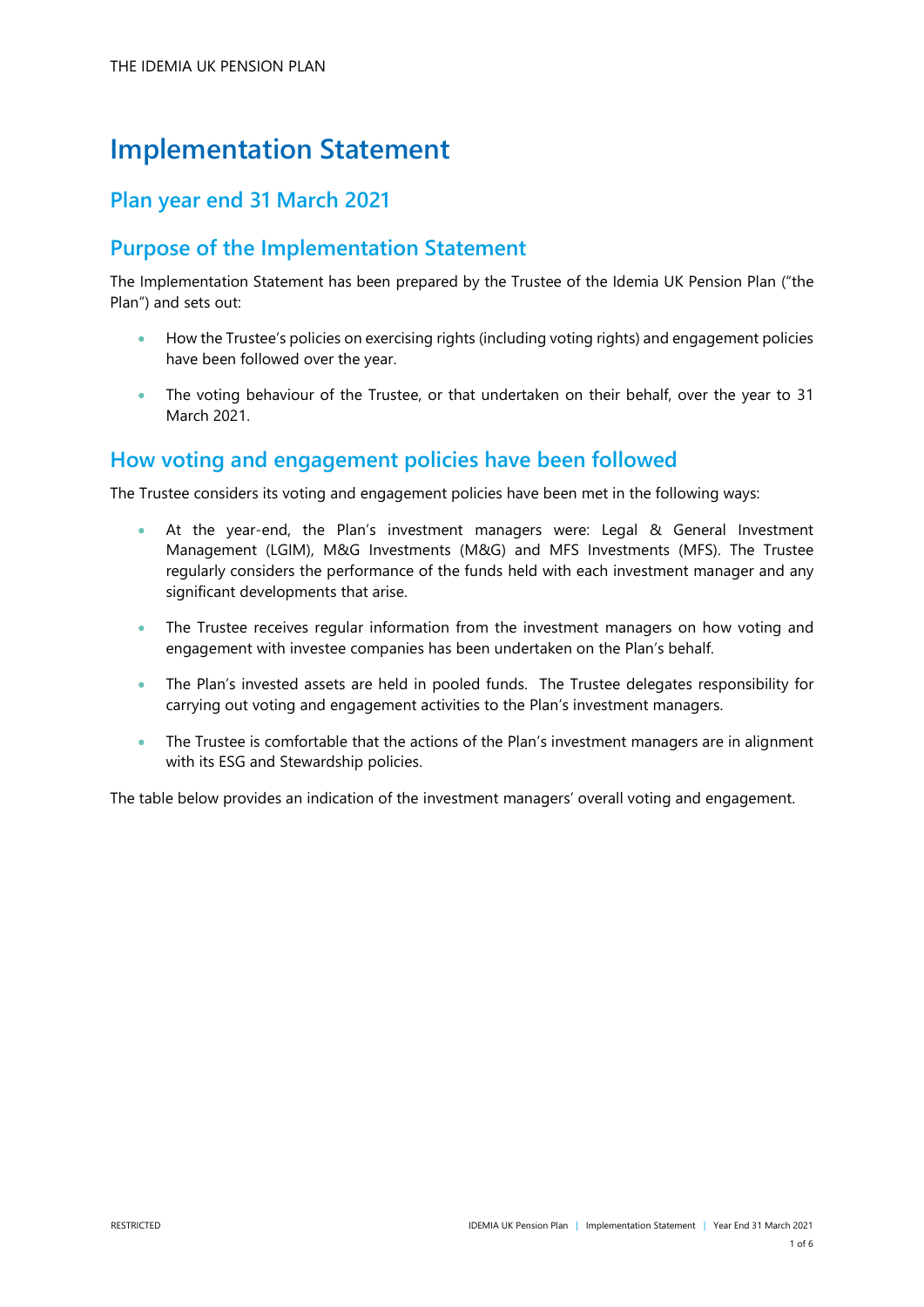# Implementation Statement

## Plan year end 31 March 2021

## Purpose of the Implementation Statement

The Implementation Statement has been prepared by the Trustee of the Idemia UK Pension Plan ("the Plan") and sets out:

- How the Trustee's policies on exercising rights (including voting rights) and engagement policies have been followed over the year.
- The voting behaviour of the Trustee, or that undertaken on their behalf, over the year to 31 March 2021.

## How voting and engagement policies have been followed

The Trustee considers its voting and engagement policies have been met in the following ways:

- At the year-end, the Plan's investment managers were: Legal & General Investment Management (LGIM), M&G Investments (M&G) and MFS Investments (MFS). The Trustee regularly considers the performance of the funds held with each investment manager and any significant developments that arise.
- The Trustee receives regular information from the investment managers on how voting and engagement with investee companies has been undertaken on the Plan's behalf.
- The Plan's invested assets are held in pooled funds. The Trustee delegates responsibility for carrying out voting and engagement activities to the Plan's investment managers.
- The Trustee is comfortable that the actions of the Plan's investment managers are in alignment with its ESG and Stewardship policies.

The table below provides an indication of the investment managers' overall voting and engagement.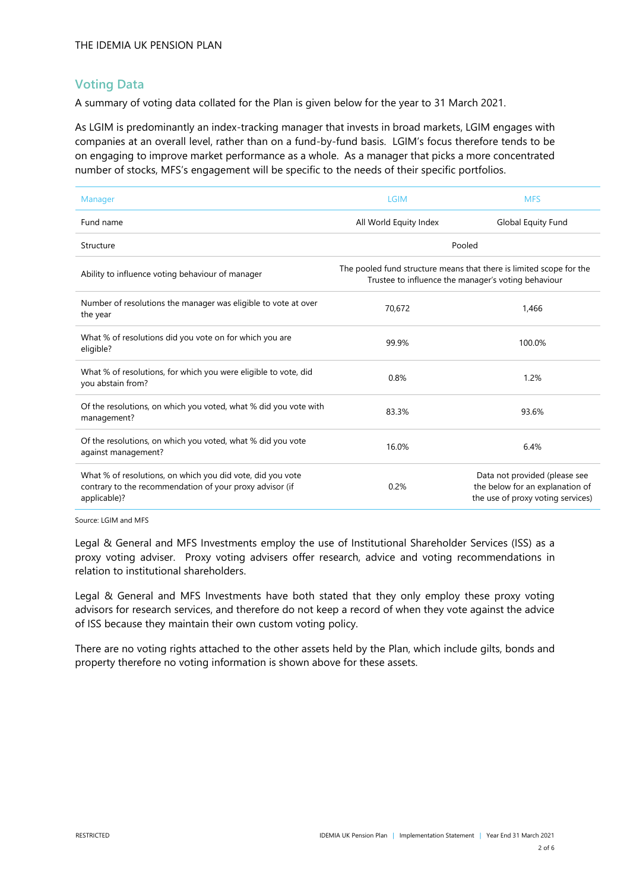## Voting Data

A summary of voting data collated for the Plan is given below for the year to 31 March 2021.

As LGIM is predominantly an index-tracking manager that invests in broad markets, LGIM engages with companies at an overall level, rather than on a fund-by-fund basis. LGIM's focus therefore tends to be on engaging to improve market performance as a whole. As a manager that picks a more concentrated number of stocks, MFS's engagement will be specific to the needs of their specific portfolios.

| Manager | LGIM | MFS |
|---|---|---|
| Fund name | All World Equity Index | Global Equity Fund |
| Structure | Pooled | |
| Ability to influence voting behaviour of manager | The pooled fund structure means that there is limited scope for the Trustee to influence the manager's voting behaviour | |
| Number of resolutions the manager was eligible to vote at over the year | 70,672 | 1,466 |
| What % of resolutions did you vote on for which you are eligible? | 99.9% | 100.0% |
| What % of resolutions, for which you were eligible to vote, did you abstain from? | 0.8% | 1.2% |
| Of the resolutions, on which you voted, what % did you vote with management? | 83.3% | 93.6% |
| Of the resolutions, on which you voted, what % did you vote against management? | 16.0% | 6.4% |
| What % of resolutions, on which you did vote, did you vote contrary to the recommendation of your proxy advisor (if applicable)? | 0.2% | Data not provided (please see the below for an explanation of the use of proxy voting services) |

Source: LGIM and MFS

Legal & General and MFS Investments employ the use of Institutional Shareholder Services (ISS) as a proxy voting adviser. Proxy voting advisers offer research, advice and voting recommendations in relation to institutional shareholders.

Legal & General and MFS Investments have both stated that they only employ these proxy voting advisors for research services, and therefore do not keep a record of when they vote against the advice of ISS because they maintain their own custom voting policy.

There are no voting rights attached to the other assets held by the Plan, which include gilts, bonds and property therefore no voting information is shown above for these assets.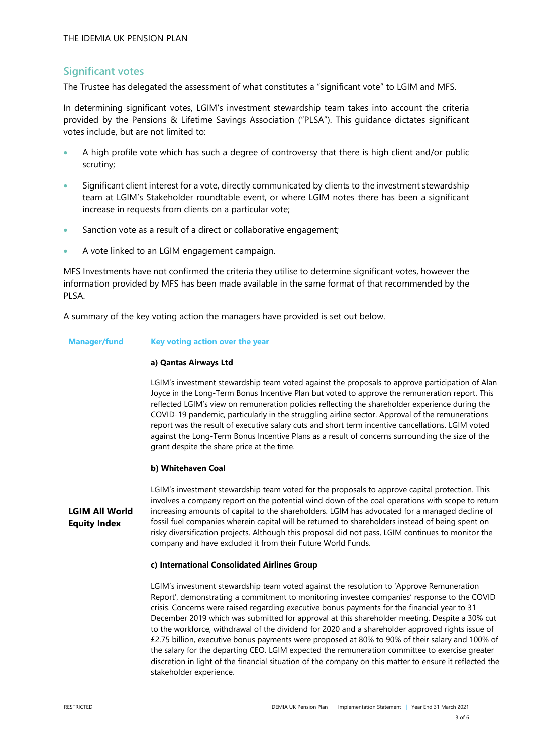## Significant votes

The Trustee has delegated the assessment of what constitutes a "significant vote" to LGIM and MFS.

In determining significant votes, LGIM's investment stewardship team takes into account the criteria provided by the Pensions & Lifetime Savings Association ("PLSA"). This guidance dictates significant votes include, but are not limited to:

- A high profile vote which has such a degree of controversy that there is high client and/or public scrutiny;
- Significant client interest for a vote, directly communicated by clients to the investment stewardship team at LGIM's Stakeholder roundtable event, or where LGIM notes there has been a significant increase in requests from clients on a particular vote;
- Sanction vote as a result of a direct or collaborative engagement;
- A vote linked to an LGIM engagement campaign.

MFS Investments have not confirmed the criteria they utilise to determine significant votes, however the information provided by MFS has been made available in the same format of that recommended by the PLSA.

A summary of the key voting action the managers have provided is set out below.

| Manager/fund | Key voting action over the year |
|---|---|
| **LGIM All World Equity Index** | **a) Qantas Airways Ltd**<br><br>LGIM's investment stewardship team voted against the proposals to approve participation of Alan Joyce in the Long-Term Bonus Incentive Plan but voted to approve the remuneration report. This reflected LGIM's view on remuneration policies reflecting the shareholder experience during the COVID-19 pandemic, particularly in the struggling airline sector. Approval of the remunerations report was the result of executive salary cuts and short term incentive cancellations. LGIM voted against the Long-Term Bonus Incentive Plans as a result of concerns surrounding the size of the grant despite the share price at the time.<br><br>**b) Whitehaven Coal**<br><br>LGIM's investment stewardship team voted for the proposals to approve capital protection. This involves a company report on the potential wind down of the coal operations with scope to return increasing amounts of capital to the shareholders. LGIM has advocated for a managed decline of fossil fuel companies wherein capital will be returned to shareholders instead of being spent on risky diversification projects. Although this proposal did not pass, LGIM continues to monitor the company and have excluded it from their Future World Funds.<br><br>**c) International Consolidated Airlines Group**<br><br>LGIM's investment stewardship team voted against the resolution to 'Approve Remuneration Report', demonstrating a commitment to monitoring investee companies' response to the COVID crisis. Concerns were raised regarding executive bonus payments for the financial year to 31 December 2019 which was submitted for approval at this shareholder meeting. Despite a 30% cut to the workforce, withdrawal of the dividend for 2020 and a shareholder approved rights issue of £2.75 billion, executive bonus payments were proposed at 80% to 90% of their salary and 100% of the salary for the departing CEO. LGIM expected the remuneration committee to exercise greater discretion in light of the financial situation of the company on this matter to ensure it reflected the stakeholder experience. |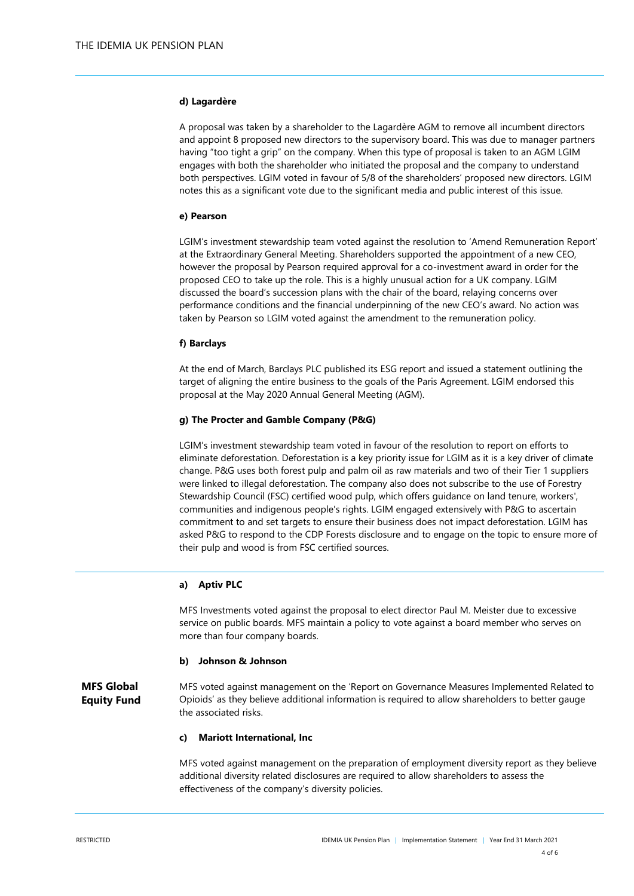**d) Lagardère**

A proposal was taken by a shareholder to the Lagardère AGM to remove all incumbent directors and appoint 8 proposed new directors to the supervisory board. This was due to manager partners having "too tight a grip" on the company. When this type of proposal is taken to an AGM LGIM engages with both the shareholder who initiated the proposal and the company to understand both perspectives. LGIM voted in favour of 5/8 of the shareholders' proposed new directors. LGIM notes this as a significant vote due to the significant media and public interest of this issue.

**e) Pearson**

LGIM's investment stewardship team voted against the resolution to 'Amend Remuneration Report' at the Extraordinary General Meeting. Shareholders supported the appointment of a new CEO, however the proposal by Pearson required approval for a co-investment award in order for the proposed CEO to take up the role. This is a highly unusual action for a UK company. LGIM discussed the board's succession plans with the chair of the board, relaying concerns over performance conditions and the financial underpinning of the new CEO's award. No action was taken by Pearson so LGIM voted against the amendment to the remuneration policy.

**f) Barclays**

At the end of March, Barclays PLC published its ESG report and issued a statement outlining the target of aligning the entire business to the goals of the Paris Agreement. LGIM endorsed this proposal at the May 2020 Annual General Meeting (AGM).

**g) The Procter and Gamble Company (P&G)**

LGIM's investment stewardship team voted in favour of the resolution to report on efforts to eliminate deforestation. Deforestation is a key priority issue for LGIM as it is a key driver of climate change. P&G uses both forest pulp and palm oil as raw materials and two of their Tier 1 suppliers were linked to illegal deforestation. The company also does not subscribe to the use of Forestry Stewardship Council (FSC) certified wood pulp, which offers guidance on land tenure, workers', communities and indigenous people's rights. LGIM engaged extensively with P&G to ascertain commitment to and set targets to ensure their business does not impact deforestation. LGIM has asked P&G to respond to the CDP Forests disclosure and to engage on the topic to ensure more of their pulp and wood is from FSC certified sources.

---

**MFS Global Equity Fund**

**a) Aptiv PLC**

MFS Investments voted against the proposal to elect director Paul M. Meister due to excessive service on public boards. MFS maintain a policy to vote against a board member who serves on more than four company boards.

**b) Johnson & Johnson**

MFS voted against management on the 'Report on Governance Measures Implemented Related to Opioids' as they believe additional information is required to allow shareholders to better gauge the associated risks.

**c) Mariott International, Inc**

MFS voted against management on the preparation of employment diversity report as they believe additional diversity related disclosures are required to allow shareholders to assess the effectiveness of the company's diversity policies.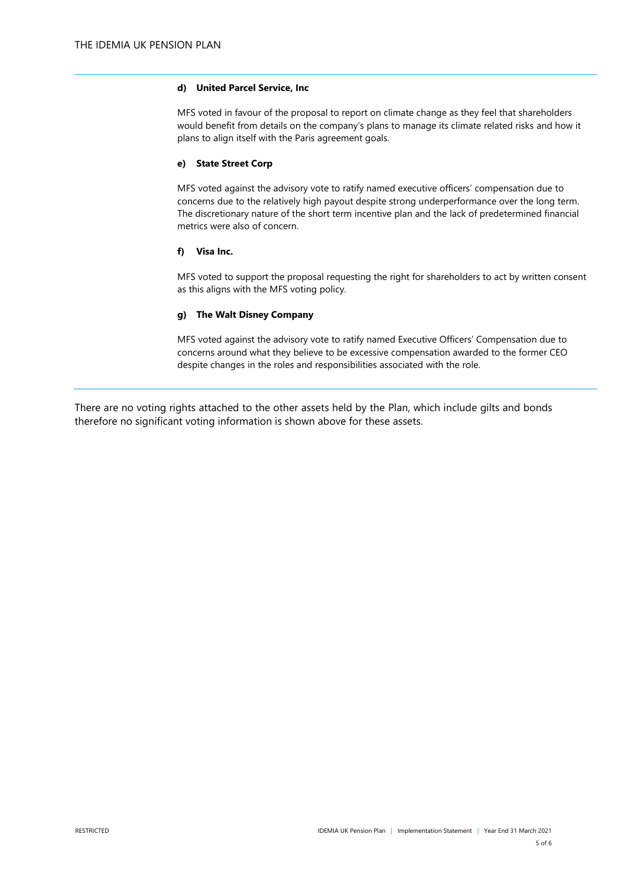**d) United Parcel Service, Inc**

MFS voted in favour of the proposal to report on climate change as they feel that shareholders would benefit from details on the company's plans to manage its climate related risks and how it plans to align itself with the Paris agreement goals.

**e) State Street Corp**

MFS voted against the advisory vote to ratify named executive officers' compensation due to concerns due to the relatively high payout despite strong underperformance over the long term. The discretionary nature of the short term incentive plan and the lack of predetermined financial metrics were also of concern.

**f) Visa Inc.**

MFS voted to support the proposal requesting the right for shareholders to act by written consent as this aligns with the MFS voting policy.

**g) The Walt Disney Company**

MFS voted against the advisory vote to ratify named Executive Officers' Compensation due to concerns around what they believe to be excessive compensation awarded to the former CEO despite changes in the roles and responsibilities associated with the role.

There are no voting rights attached to the other assets held by the Plan, which include gilts and bonds therefore no significant voting information is shown above for these assets.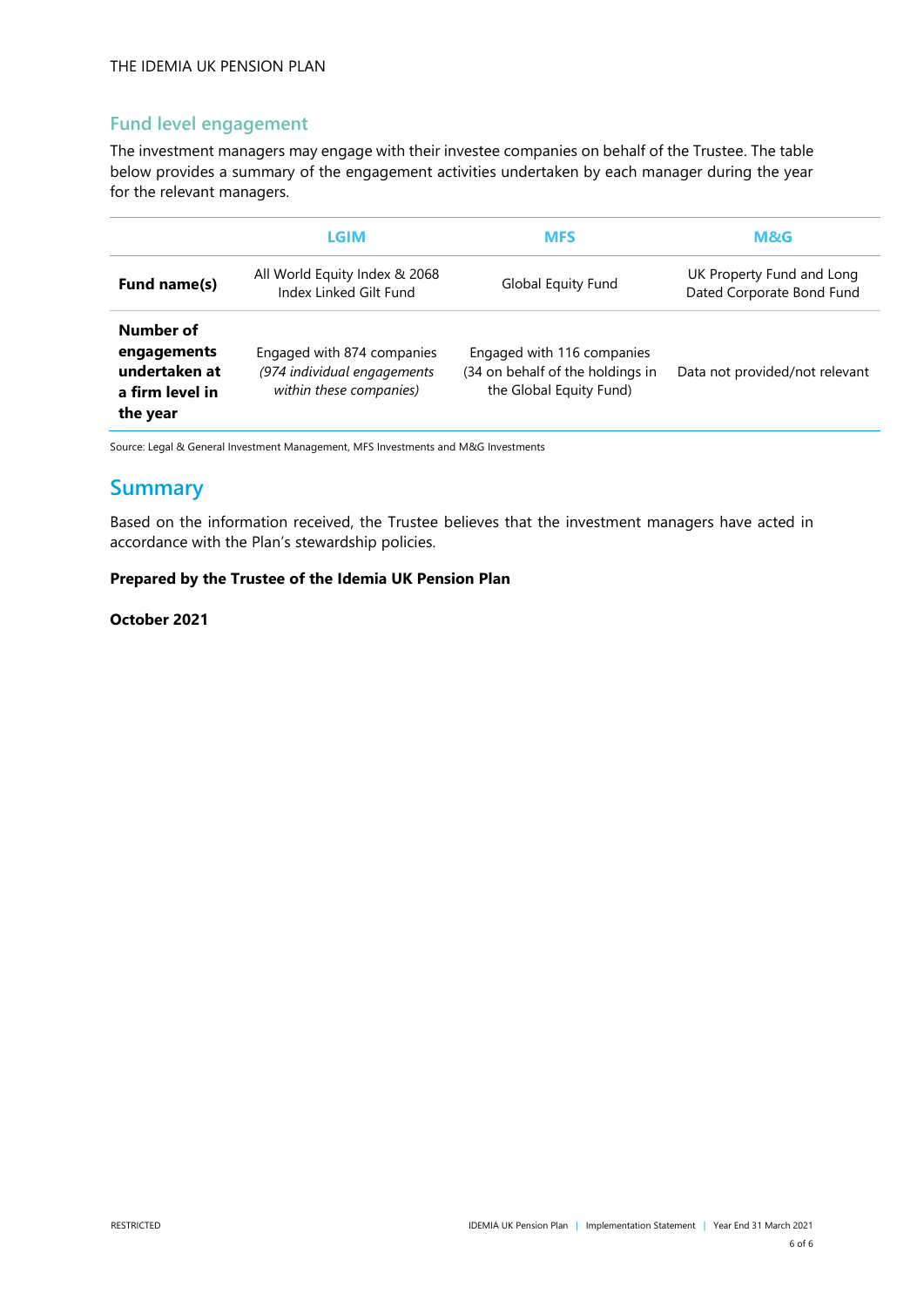## Fund level engagement

The investment managers may engage with their investee companies on behalf of the Trustee. The table below provides a summary of the engagement activities undertaken by each manager during the year for the relevant managers.

| | LGIM | MFS | M&G |
|---|---|---|---|
| **Fund name(s)** | All World Equity Index & 2068 Index Linked Gilt Fund | Global Equity Fund | UK Property Fund and Long Dated Corporate Bond Fund |
| **Number of engagements undertaken at a firm level in the year** | Engaged with 874 companies *(974 individual engagements within these companies)* | Engaged with 116 companies (34 on behalf of the holdings in the Global Equity Fund) | Data not provided/not relevant |

Source: Legal & General Investment Management, MFS Investments and M&G Investments

# Summary

Based on the information received, the Trustee believes that the investment managers have acted in accordance with the Plan's stewardship policies.

**Prepared by the Trustee of the Idemia UK Pension Plan**

**October 2021**